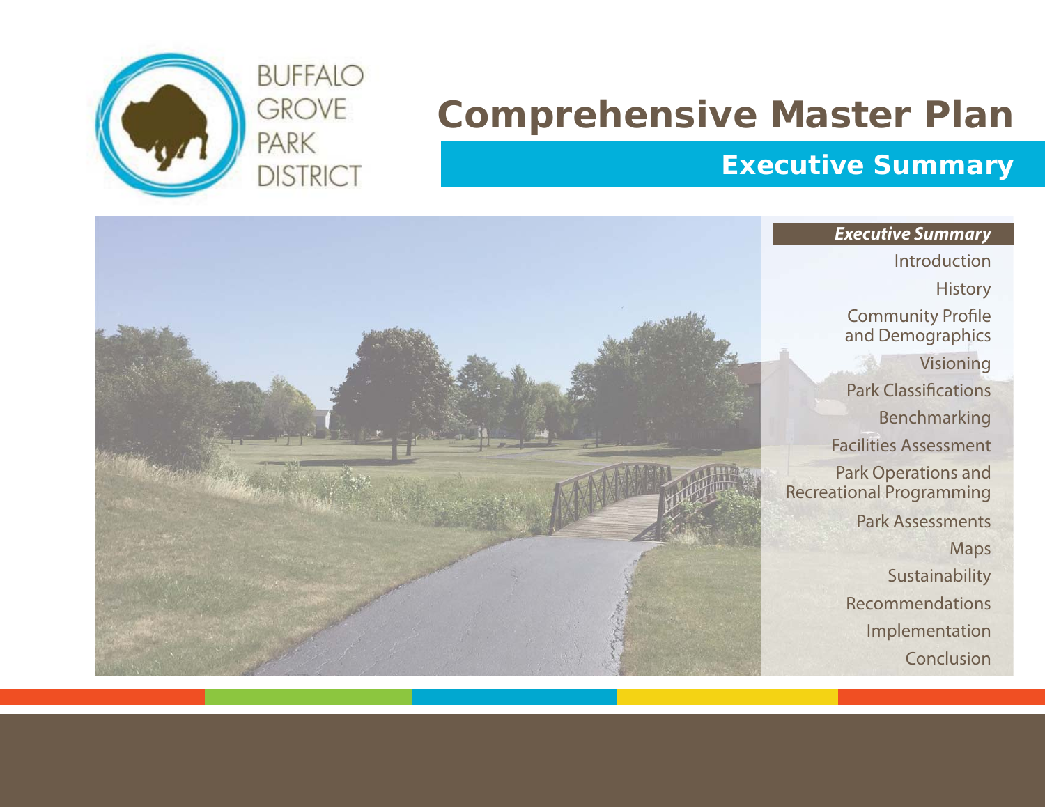BUFFALO GROVE PARK DISTRICT

# Comprehensive Master Plan

## Executive Summary

***Executive Summary***

- Introduction
- History
- Community Profile and Demographics
- Visioning
- Park Classifications
- Benchmarking
- Facilities Assessment
- Park Operations and Recreational Programming
- Park Assessments
- Maps
- Sustainability
- Recommendations
- Implementation
- Conclusion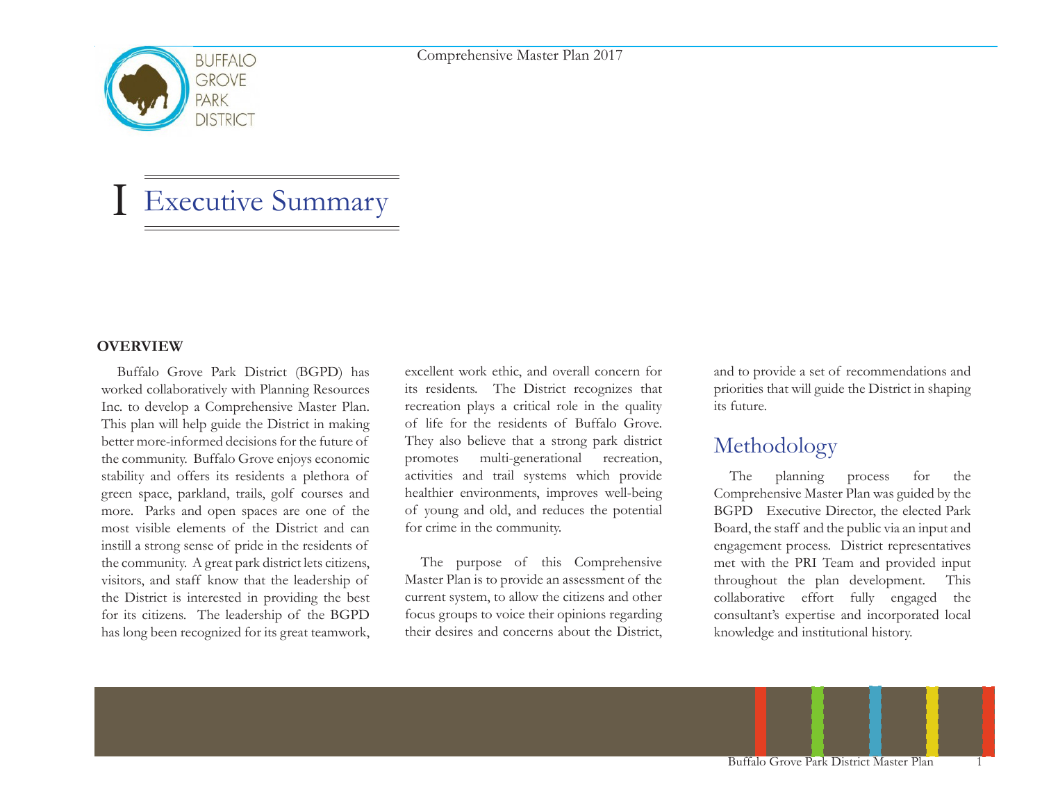# I Executive Summary

**OVERVIEW**

Buffalo Grove Park District (BGPD) has worked collaboratively with Planning Resources Inc. to develop a Comprehensive Master Plan. This plan will help guide the District in making better more-informed decisions for the future of the community. Buffalo Grove enjoys economic stability and offers its residents a plethora of green space, parkland, trails, golf courses and more. Parks and open spaces are one of the most visible elements of the District and can instill a strong sense of pride in the residents of the community. A great park district lets citizens, visitors, and staff know that the leadership of the District is interested in providing the best for its citizens. The leadership of the BGPD has long been recognized for its great teamwork, excellent work ethic, and overall concern for its residents. The District recognizes that recreation plays a critical role in the quality of life for the residents of Buffalo Grove. They also believe that a strong park district promotes multi-generational recreation, activities and trail systems which provide healthier environments, improves well-being of young and old, and reduces the potential for crime in the community.

The purpose of this Comprehensive Master Plan is to provide an assessment of the current system, to allow the citizens and other focus groups to voice their opinions regarding their desires and concerns about the District, and to provide a set of recommendations and priorities that will guide the District in shaping its future.

## Methodology

The planning process for the Comprehensive Master Plan was guided by the BGPD Executive Director, the elected Park Board, the staff and the public via an input and engagement process. District representatives met with the PRI Team and provided input throughout the plan development. This collaborative effort fully engaged the consultant's expertise and incorporated local knowledge and institutional history.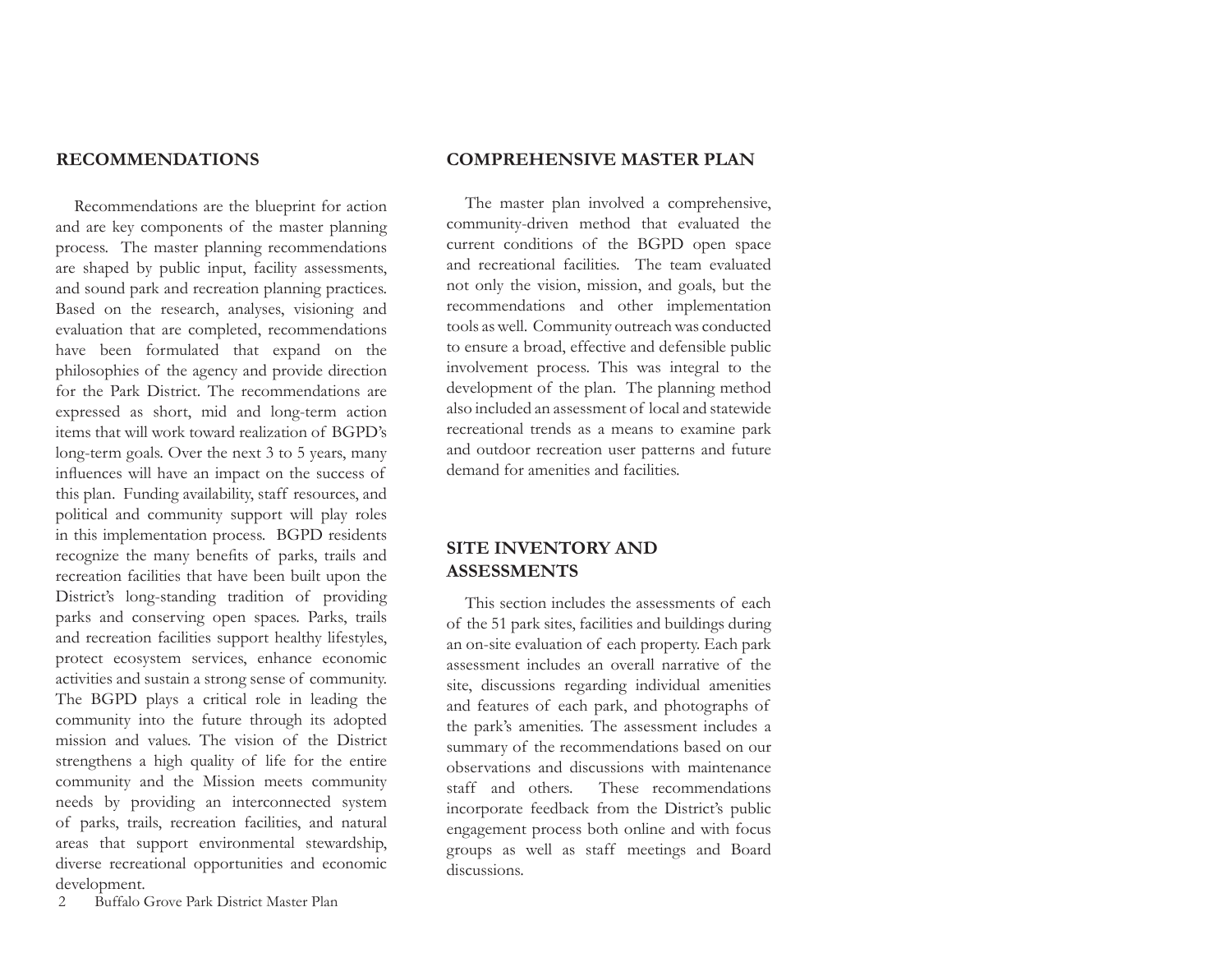## RECOMMENDATIONS

Recommendations are the blueprint for action and are key components of the master planning process. The master planning recommendations are shaped by public input, facility assessments, and sound park and recreation planning practices. Based on the research, analyses, visioning and evaluation that are completed, recommendations have been formulated that expand on the philosophies of the agency and provide direction for the Park District. The recommendations are expressed as short, mid and long-term action items that will work toward realization of BGPD's long-term goals. Over the next 3 to 5 years, many influences will have an impact on the success of this plan. Funding availability, staff resources, and political and community support will play roles in this implementation process. BGPD residents recognize the many benefits of parks, trails and recreation facilities that have been built upon the District's long-standing tradition of providing parks and conserving open spaces. Parks, trails and recreation facilities support healthy lifestyles, protect ecosystem services, enhance economic activities and sustain a strong sense of community. The BGPD plays a critical role in leading the community into the future through its adopted mission and values. The vision of the District strengthens a high quality of life for the entire community and the Mission meets community needs by providing an interconnected system of parks, trails, recreation facilities, and natural areas that support environmental stewardship, diverse recreational opportunities and economic development.

## COMPREHENSIVE MASTER PLAN

The master plan involved a comprehensive, community-driven method that evaluated the current conditions of the BGPD open space and recreational facilities. The team evaluated not only the vision, mission, and goals, but the recommendations and other implementation tools as well. Community outreach was conducted to ensure a broad, effective and defensible public involvement process. This was integral to the development of the plan. The planning method also included an assessment of local and statewide recreational trends as a means to examine park and outdoor recreation user patterns and future demand for amenities and facilities.

## SITE INVENTORY AND ASSESSMENTS

This section includes the assessments of each of the 51 park sites, facilities and buildings during an on-site evaluation of each property. Each park assessment includes an overall narrative of the site, discussions regarding individual amenities and features of each park, and photographs of the park's amenities. The assessment includes a summary of the recommendations based on our observations and discussions with maintenance staff and others. These recommendations incorporate feedback from the District's public engagement process both online and with focus groups as well as staff meetings and Board discussions.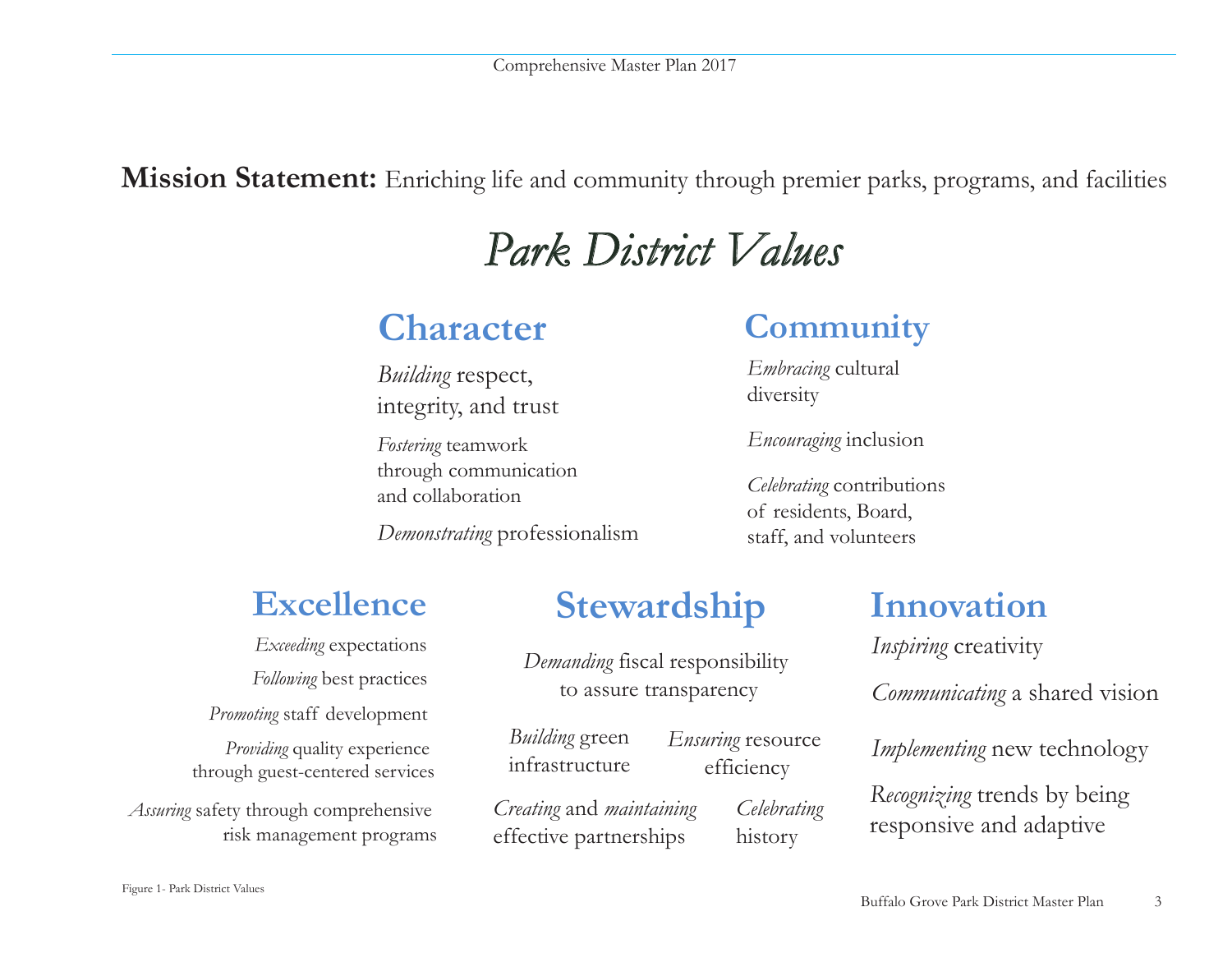**Mission Statement:** Enriching life and community through premier parks, programs, and facilities

# *Park District Values*

## Character

*Building* respect, integrity, and trust

*Fostering* teamwork through communication and collaboration

*Demonstrating* professionalism

## Community

*Embracing* cultural diversity

*Encouraging* inclusion

*Celebrating* contributions of residents, Board, staff, and volunteers

## Excellence

*Exceeding* expectations

*Following* best practices

*Promoting* staff development

*Providing* quality experience through guest-centered services

*Assuring* safety through comprehensive risk management programs

## Stewardship

*Demanding* fiscal responsibility to assure transparency

*Building* green infrastructure

*Ensuring* resource efficiency

*Creating* and *maintaining* effective partnerships

*Celebrating* history

## Innovation

*Inspiring* creativity

*Communicating* a shared vision

*Implementing* new technology

*Recognizing* trends by being responsive and adaptive

Figure 1- Park District Values